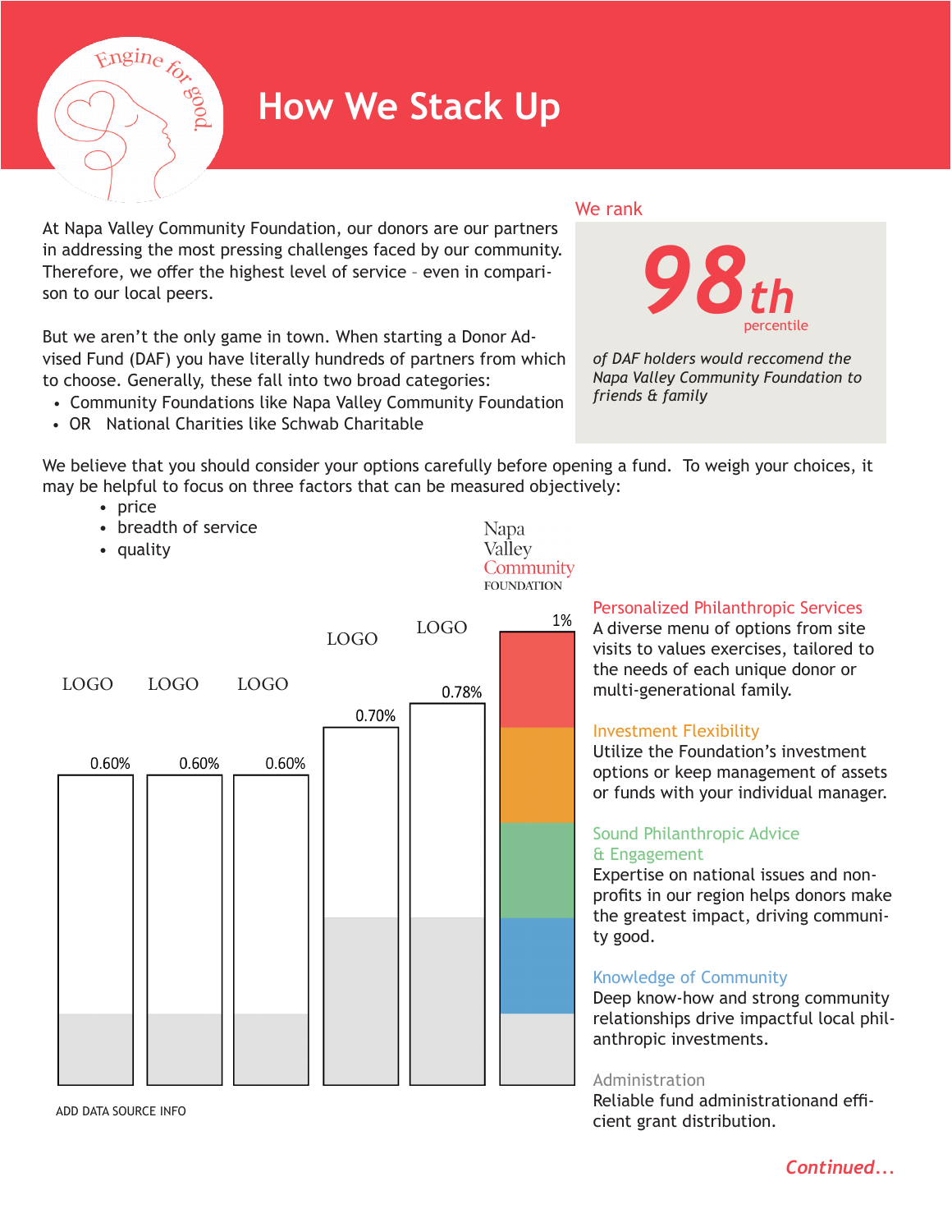# How We Stack Up

Engine for good.

At Napa Valley Community Foundation, our donors are our partners in addressing the most pressing challenges faced by our community. Therefore, we offer the highest level of service – even in comparison to our local peers.

But we aren't the only game in town. When starting a Donor Advised Fund (DAF) you have literally hundreds of partners from which to choose. Generally, these fall into two broad categories:

- Community Foundations like Napa Valley Community Foundation
- OR National Charities like Schwab Charitable

We rank

**98th** percentile

*of DAF holders would reccomend the Napa Valley Community Foundation to friends & family*

We believe that you should consider your options carefully before opening a fund. To weigh your choices, it may be helpful to focus on three factors that can be measured objectively:

- price
- breadth of service
- quality

| LOGO | LOGO | LOGO | LOGO | LOGO | Napa Valley Community FOUNDATION |
|---|---|---|---|---|---|
| 0.60% | 0.60% | 0.60% | 0.70% | 0.78% | 1% |

ADD DATA SOURCE INFO

**Personalized Philanthropic Services**
A diverse menu of options from site visits to values exercises, tailored to the needs of each unique donor or multi-generational family.

**Investment Flexibility**
Utilize the Foundation's investment options or keep management of assets or funds with your individual manager.

**Sound Philanthropic Advice & Engagement**
Expertise on national issues and non-profits in our region helps donors make the greatest impact, driving community good.

**Knowledge of Community**
Deep know-how and strong community relationships drive impactful local philanthropic investments.

**Administration**
Reliable fund administrationand efficient grant distribution.

*Continued...*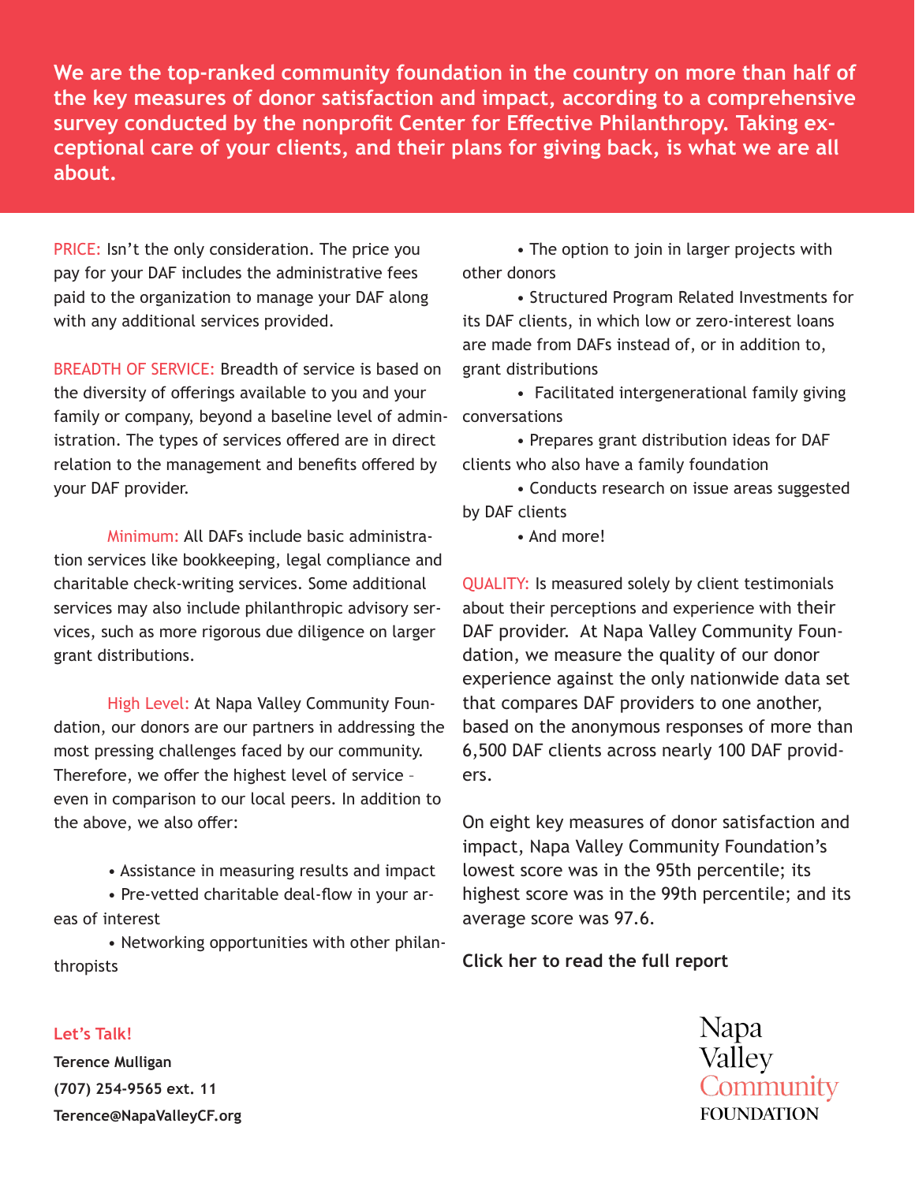**We are the top-ranked community foundation in the country on more than half of the key measures of donor satisfaction and impact, according to a comprehensive survey conducted by the nonprofit Center for Effective Philanthropy. Taking exceptional care of your clients, and their plans for giving back, is what we are all about.**

PRICE: Isn't the only consideration. The price you pay for your DAF includes the administrative fees paid to the organization to manage your DAF along with any additional services provided.

BREADTH OF SERVICE: Breadth of service is based on the diversity of offerings available to you and your family or company, beyond a baseline level of administration. The types of services offered are in direct relation to the management and benefits offered by your DAF provider.

Minimum: All DAFs include basic administration services like bookkeeping, legal compliance and charitable check-writing services. Some additional services may also include philanthropic advisory services, such as more rigorous due diligence on larger grant distributions.

High Level: At Napa Valley Community Foundation, our donors are our partners in addressing the most pressing challenges faced by our community. Therefore, we offer the highest level of service – even in comparison to our local peers. In addition to the above, we also offer:

- Assistance in measuring results and impact
- Pre-vetted charitable deal-flow in your areas of interest
- Networking opportunities with other philanthropists
- The option to join in larger projects with other donors
- Structured Program Related Investments for its DAF clients, in which low or zero-interest loans are made from DAFs instead of, or in addition to, grant distributions
- Facilitated intergenerational family giving conversations
- Prepares grant distribution ideas for DAF clients who also have a family foundation
- Conducts research on issue areas suggested by DAF clients
- And more!

QUALITY: Is measured solely by client testimonials about their perceptions and experience with their DAF provider. At Napa Valley Community Foundation, we measure the quality of our donor experience against the only nationwide data set that compares DAF providers to one another, based on the anonymous responses of more than 6,500 DAF clients across nearly 100 DAF providers.

On eight key measures of donor satisfaction and impact, Napa Valley Community Foundation's lowest score was in the 95th percentile; its highest score was in the 99th percentile; and its average score was 97.6.

**Click her to read the full report**

**Let's Talk!**

**Terence Mulligan**
**(707) 254-9565 ext. 11**
**Terence@NapaValleyCF.org**

Napa Valley Community FOUNDATION